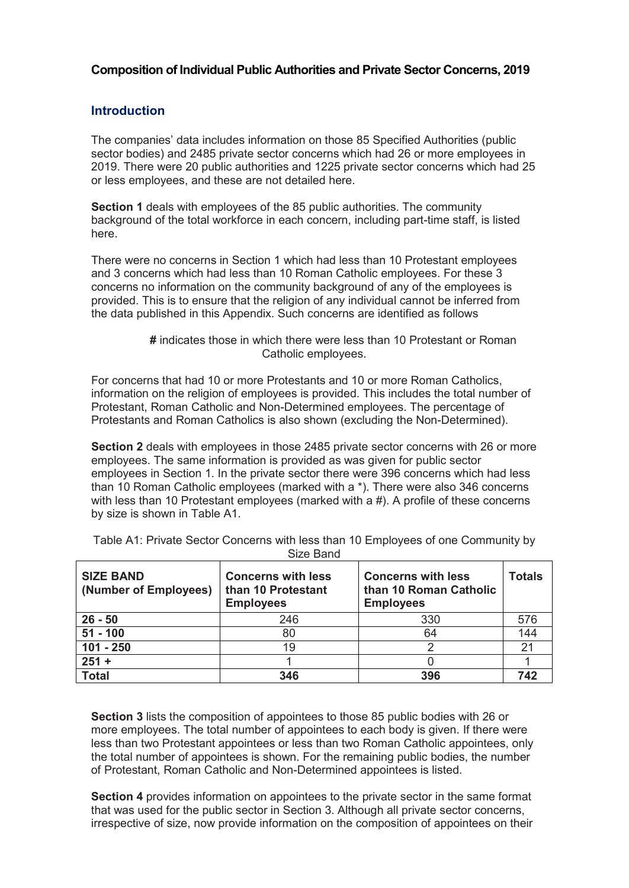## Composition of Individual Public Authorities and Private Sector Concerns, 2019

### Introduction

The companies' data includes information on those 85 Specified Authorities (public sector bodies) and 2485 private sector concerns which had 26 or more employees in 2019. There were 20 public authorities and 1225 private sector concerns which had 25 or less employees, and these are not detailed here.

**Section 1** deals with employees of the 85 public authorities. The community background of the total workforce in each concern, including part-time staff, is listed here.

There were no concerns in Section 1 which had less than 10 Protestant employees and 3 concerns which had less than 10 Roman Catholic employees. For these 3 concerns no information on the community background of any of the employees is provided. This is to ensure that the religion of any individual cannot be inferred from the data published in this Appendix. Such concerns are identified as follows

**#** indicates those in which there were less than 10 Protestant or Roman Catholic employees.

For concerns that had 10 or more Protestants and 10 or more Roman Catholics, information on the religion of employees is provided. This includes the total number of Protestant, Roman Catholic and Non-Determined employees. The percentage of Protestants and Roman Catholics is also shown (excluding the Non-Determined).

**Section 2** deals with employees in those 2485 private sector concerns with 26 or more employees. The same information is provided as was given for public sector employees in Section 1. In the private sector there were 396 concerns which had less than 10 Roman Catholic employees (marked with a *). There were also 346 concerns with less than 10 Protestant employees (marked with a #). A profile of these concerns by size is shown in Table A1.

Table A1: Private Sector Concerns with less than 10 Employees of one Community by Size Band

| SIZE BAND (Number of Employees) | Concerns with less than 10 Protestant Employees | Concerns with less than 10 Roman Catholic Employees | Totals |
|---|---|---|---|
| **26 - 50** | 246 | 330 | 576 |
| **51 - 100** | 80 | 64 | 144 |
| **101 - 250** | 19 | 2 | 21 |
| **251 +** | 1 | 0 | 1 |
| **Total** | **346** | **396** | **742** |

**Section 3** lists the composition of appointees to those 85 public bodies with 26 or more employees. The total number of appointees to each body is given. If there were less than two Protestant appointees or less than two Roman Catholic appointees, only the total number of appointees is shown. For the remaining public bodies, the number of Protestant, Roman Catholic and Non-Determined appointees is listed.

**Section 4** provides information on appointees to the private sector in the same format that was used for the public sector in Section 3. Although all private sector concerns, irrespective of size, now provide information on the composition of appointees on their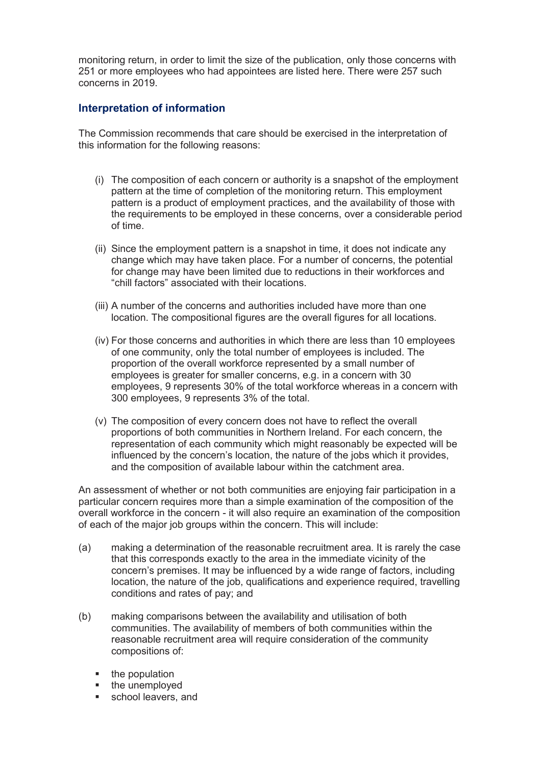monitoring return, in order to limit the size of the publication, only those concerns with 251 or more employees who had appointees are listed here. There were 257 such concerns in 2019.

## Interpretation of information

The Commission recommends that care should be exercised in the interpretation of this information for the following reasons:

(i) The composition of each concern or authority is a snapshot of the employment pattern at the time of completion of the monitoring return. This employment pattern is a product of employment practices, and the availability of those with the requirements to be employed in these concerns, over a considerable period of time.

(ii) Since the employment pattern is a snapshot in time, it does not indicate any change which may have taken place. For a number of concerns, the potential for change may have been limited due to reductions in their workforces and "chill factors" associated with their locations.

(iii) A number of the concerns and authorities included have more than one location. The compositional figures are the overall figures for all locations.

(iv) For those concerns and authorities in which there are less than 10 employees of one community, only the total number of employees is included. The proportion of the overall workforce represented by a small number of employees is greater for smaller concerns, e.g. in a concern with 30 employees, 9 represents 30% of the total workforce whereas in a concern with 300 employees, 9 represents 3% of the total.

(v) The composition of every concern does not have to reflect the overall proportions of both communities in Northern Ireland. For each concern, the representation of each community which might reasonably be expected will be influenced by the concern's location, the nature of the jobs which it provides, and the composition of available labour within the catchment area.

An assessment of whether or not both communities are enjoying fair participation in a particular concern requires more than a simple examination of the composition of the overall workforce in the concern - it will also require an examination of the composition of each of the major job groups within the concern. This will include:

(a) making a determination of the reasonable recruitment area. It is rarely the case that this corresponds exactly to the area in the immediate vicinity of the concern's premises. It may be influenced by a wide range of factors, including location, the nature of the job, qualifications and experience required, travelling conditions and rates of pay; and

(b) making comparisons between the availability and utilisation of both communities. The availability of members of both communities within the reasonable recruitment area will require consideration of the community compositions of:

- the population
- the unemployed
- school leavers, and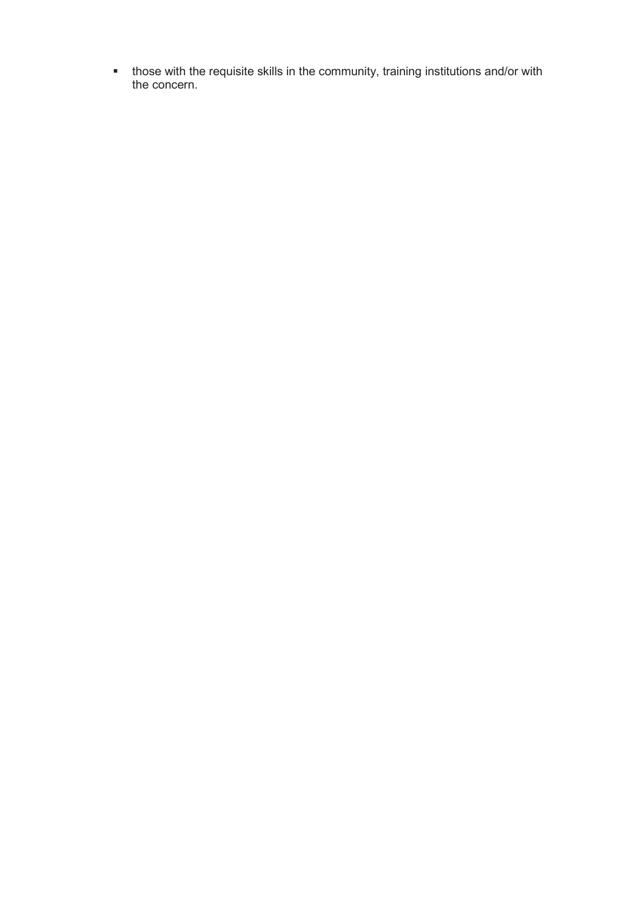- those with the requisite skills in the community, training institutions and/or with the concern.